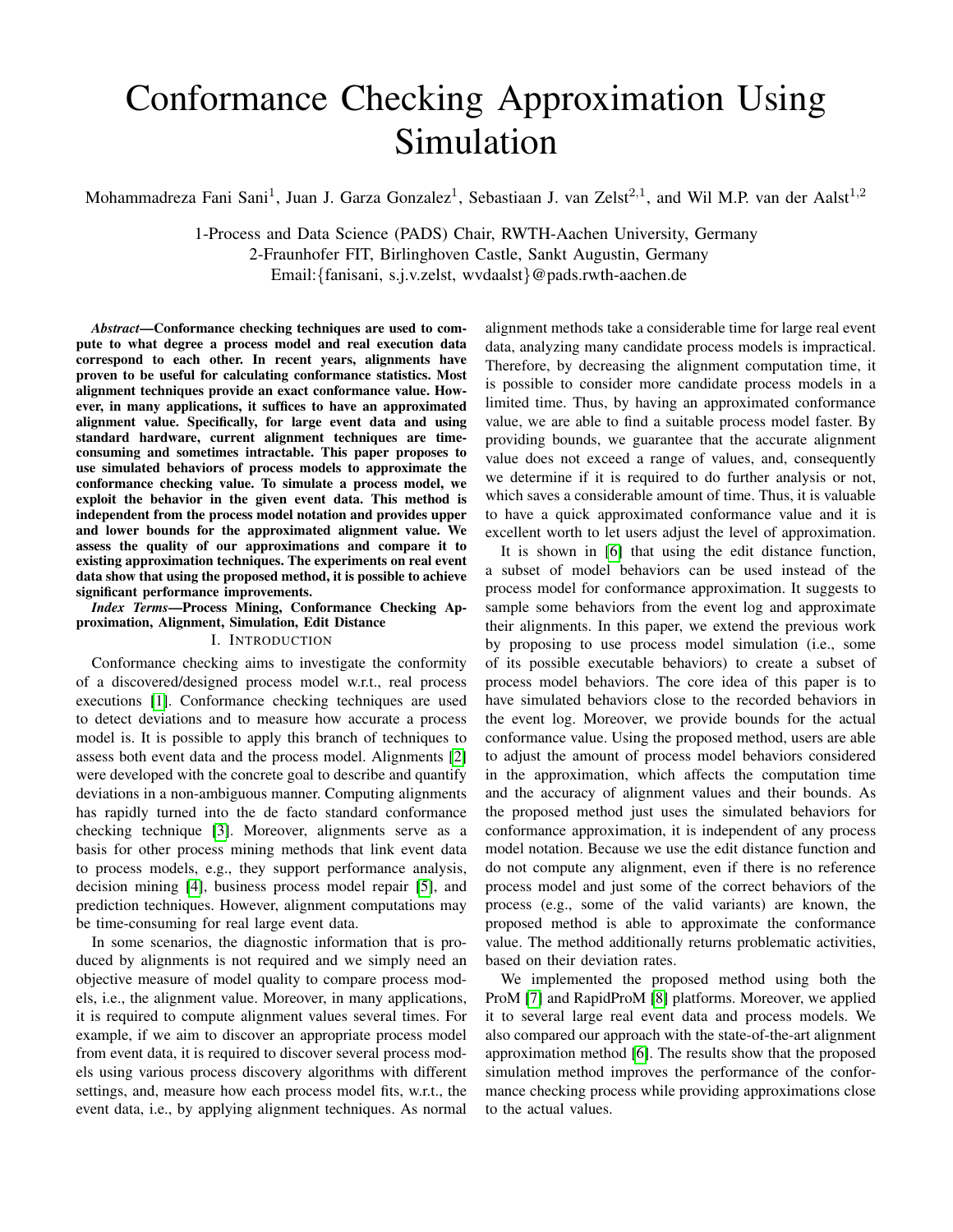# Conformance Checking Approximation Using Simulation

Mohammadreza Fani Sani[1], Juan J. Garza Gonzalez[1], Sebastiaan J. van Zelst[2,1], and Wil M.P. van der Aalst[1,2]

1-Process and Data Science (PADS) Chair, RWTH-Aachen University, Germany
2-Fraunhofer FIT, Birlinghoven Castle, Sankt Augustin, Germany
Email:{fanisani, s.j.v.zelst, wvdaalst}@pads.rwth-aachen.de

***Abstract*—Conformance checking techniques are used to compute to what degree a process model and real execution data correspond to each other. In recent years, alignments have proven to be useful for calculating conformance statistics. Most alignment techniques provide an exact conformance value. However, in many applications, it suffices to have an approximated alignment value. Specifically, for large event data and using standard hardware, current alignment techniques are time-consuming and sometimes intractable. This paper proposes to use simulated behaviors of process models to approximate the conformance checking value. To simulate a process model, we exploit the behavior in the given event data. This method is independent from the process model notation and provides upper and lower bounds for the approximated alignment value. We assess the quality of our approximations and compare it to existing approximation techniques. The experiments on real event data show that using the proposed method, it is possible to achieve significant performance improvements.**

***Index Terms*—Process Mining, Conformance Checking Approximation, Alignment, Simulation, Edit Distance**

## I. Introduction

Conformance checking aims to investigate the conformity of a discovered/designed process model w.r.t., real process executions [1]. Conformance checking techniques are used to detect deviations and to measure how accurate a process model is. It is possible to apply this branch of techniques to assess both event data and the process model. Alignments [2] were developed with the concrete goal to describe and quantify deviations in a non-ambiguous manner. Computing alignments has rapidly turned into the de facto standard conformance checking technique [3]. Moreover, alignments serve as a basis for other process mining methods that link event data to process models, e.g., they support performance analysis, decision mining [4], business process model repair [5], and prediction techniques. However, alignment computations may be time-consuming for real large event data.

In some scenarios, the diagnostic information that is produced by alignments is not required and we simply need an objective measure of model quality to compare process models, i.e., the alignment value. Moreover, in many applications, it is required to compute alignment values several times. For example, if we aim to discover an appropriate process model from event data, it is required to discover several process models using various process discovery algorithms with different settings, and, measure how each process model fits, w.r.t., the event data, i.e., by applying alignment techniques. As normal alignment methods take a considerable time for large real event data, analyzing many candidate process models is impractical. Therefore, by decreasing the alignment computation time, it is possible to consider more candidate process models in a limited time. Thus, by having an approximated conformance value, we are able to find a suitable process model faster. By providing bounds, we guarantee that the accurate alignment value does not exceed a range of values, and, consequently we determine if it is required to do further analysis or not, which saves a considerable amount of time. Thus, it is valuable to have a quick approximated conformance value and it is excellent worth to let users adjust the level of approximation.

It is shown in [6] that using the edit distance function, a subset of model behaviors can be used instead of the process model for conformance approximation. It suggests to sample some behaviors from the event log and approximate their alignments. In this paper, we extend the previous work by proposing to use process model simulation (i.e., some of its possible executable behaviors) to create a subset of process model behaviors. The core idea of this paper is to have simulated behaviors close to the recorded behaviors in the event log. Moreover, we provide bounds for the actual conformance value. Using the proposed method, users are able to adjust the amount of process model behaviors considered in the approximation, which affects the computation time and the accuracy of alignment values and their bounds. As the proposed method just uses the simulated behaviors for conformance approximation, it is independent of any process model notation. Because we use the edit distance function and do not compute any alignment, even if there is no reference process model and just some of the correct behaviors of the process (e.g., some of the valid variants) are known, the proposed method is able to approximate the conformance value. The method additionally returns problematic activities, based on their deviation rates.

We implemented the proposed method using both the ProM [7] and RapidProM [8] platforms. Moreover, we applied it to several large real event data and process models. We also compared our approach with the state-of-the-art alignment approximation method [6]. The results show that the proposed simulation method improves the performance of the conformance checking process while providing approximations close to the actual values.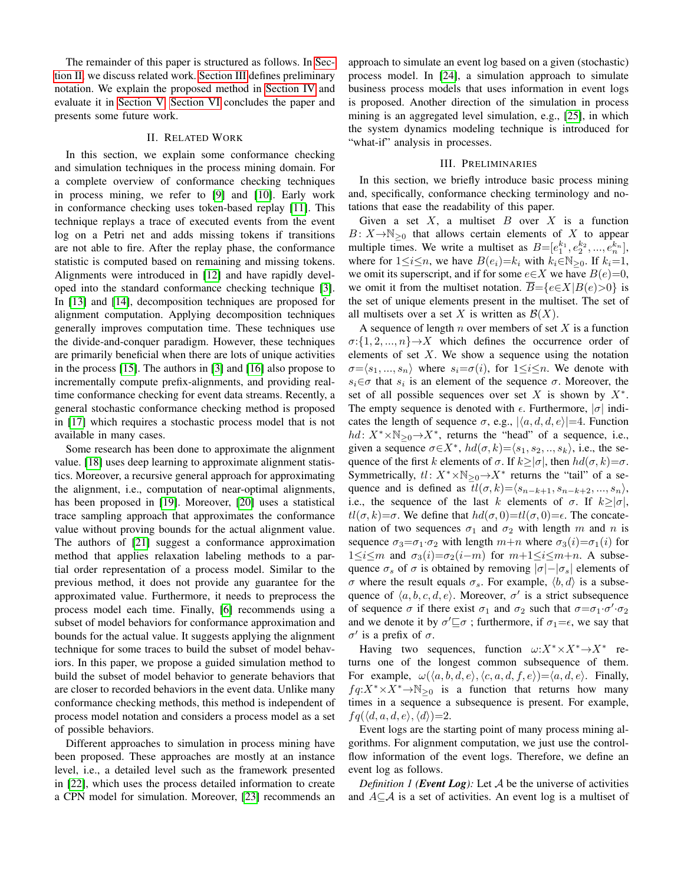The remainder of this paper is structured as follows. In Section II, we discuss related work. Section III defines preliminary notation. We explain the proposed method in Section IV and evaluate it in Section V. Section VI concludes the paper and presents some future work.

## II. Related Work

In this section, we explain some conformance checking and simulation techniques in the process mining domain. For a complete overview of conformance checking techniques in process mining, we refer to [9] and [10]. Early work in conformance checking uses token-based replay [11]. This technique replays a trace of executed events from the event log on a Petri net and adds missing tokens if transitions are not able to fire. After the replay phase, the conformance statistic is computed based on remaining and missing tokens. Alignments were introduced in [12] and have rapidly developed into the standard conformance checking technique [3]. In [13] and [14], decomposition techniques are proposed for alignment computation. Applying decomposition techniques generally improves computation time. These techniques use the divide-and-conquer paradigm. However, these techniques are primarily beneficial when there are lots of unique activities in the process [15]. The authors in [3] and [16] also propose to incrementally compute prefix-alignments, and providing real-time conformance checking for event data streams. Recently, a general stochastic conformance checking method is proposed in [17] which requires a stochastic process model that is not available in many cases.

Some research has been done to approximate the alignment value. [18] uses deep learning to approximate alignment statistics. Moreover, a recursive general approach for approximating the alignment, i.e., computation of near-optimal alignments, has been proposed in [19]. Moreover, [20] uses a statistical trace sampling approach that approximates the conformance value without proving bounds for the actual alignment value. The authors of [21] suggest a conformance approximation method that applies relaxation labeling methods to a partial order representation of a process model. Similar to the previous method, it does not provide any guarantee for the approximated value. Furthermore, it needs to preprocess the process model each time. Finally, [6] recommends using a subset of model behaviors for conformance approximation and bounds for the actual value. It suggests applying the alignment technique for some traces to build the subset of model behaviors. In this paper, we propose a guided simulation method to build the subset of model behavior to generate behaviors that are closer to recorded behaviors in the event data. Unlike many conformance checking methods, this method is independent of process model notation and considers a process model as a set of possible behaviors.

Different approaches to simulation in process mining have been proposed. These approaches are mostly at an instance level, i.e., a detailed level such as the framework presented in [22], which uses the process detailed information to create a CPN model for simulation. Moreover, [23] recommends an approach to simulate an event log based on a given (stochastic) process model. In [24], a simulation approach to simulate business process models that uses information in event logs is proposed. Another direction of the simulation in process mining is an aggregated level simulation, e.g., [25], in which the system dynamics modeling technique is introduced for "what-if" analysis in processes.

## III. Preliminaries

In this section, we briefly introduce basic process mining and, specifically, conformance checking terminology and notations that ease the readability of this paper.

Given a set $X$, a multiset $B$ over $X$ is a function $B\colon X{\to}\mathbb{N}_{\geq 0}$ that allows certain elements of $X$ to appear multiple times. We write a multiset as $B{=}[e_1^{k_1}, e_2^{k_2}, ..., e_n^{k_n}]$, where for $1{\leq}i{\leq}n$, we have $B(e_i){=}k_i$ with $k_i{\in}\mathbb{N}_{\geq 0}$. If $k_i{=}1$, we omit its superscript, and if for some $e{\in}X$ we have $B(e){=}0$, we omit it from the multiset notation. $\overline{B}{=}\{e{\in}X|B(e){>}0\}$ is the set of unique elements present in the multiset. The set of all multisets over a set $X$ is written as $\mathcal{B}(X)$.

A sequence of length $n$ over members of set $X$ is a function $\sigma{:}\{1,2,...,n\}{\to}X$ which defines the occurrence order of elements of set $X$. We show a sequence using the notation $\sigma{=}\langle s_1,...,s_n\rangle$ where $s_i{=}\sigma(i)$, for $1{\leq}i{\leq}n$. We denote with $s_i{\in}\sigma$ that $s_i$ is an element of the sequence $\sigma$. Moreover, the set of all possible sequences over set $X$ is shown by $X^*$. The empty sequence is denoted with $\epsilon$. Furthermore, $|\sigma|$ indicates the length of sequence $\sigma$, e.g., $|\langle a,d,d,e\rangle|{=}4$. Function $hd\colon X^*{\times}\mathbb{N}_{\geq 0}{\to}X^*$, returns the "head" of a sequence, i.e., given a sequence $\sigma{\in}X^*$, $hd(\sigma,k){=}\langle s_1,s_2,..,s_k\rangle$, i.e., the sequence of the first $k$ elements of $\sigma$. If $k{\geq}|\sigma|$, then $hd(\sigma,k){=}\sigma$. Symmetrically, $tl\colon X^*{\times}\mathbb{N}_{\geq 0}{\to}X^*$ returns the "tail" of a sequence and is defined as $tl(\sigma,k){=}\langle s_{n-k+1}, s_{n-k+2},...,s_n\rangle$, i.e., the sequence of the last $k$ elements of $\sigma$. If $k{\geq}|\sigma|$, $tl(\sigma,k){=}\sigma$. We define that $hd(\sigma,0){=}tl(\sigma,0){=}\epsilon$. The concatenation of two sequences $\sigma_1$ and $\sigma_2$ with length $m$ and $n$ is sequence $\sigma_3{=}\sigma_1{\cdot}\sigma_2$ with length $m{+}n$ where $\sigma_3(i){=}\sigma_1(i)$ for $1{\leq}i{\leq}m$ and $\sigma_3(i){=}\sigma_2(i{-}m)$ for $m{+}1{\leq}i{\leq}m{+}n$. A subsequence $\sigma_s$ of $\sigma$ is obtained by removing $|\sigma|{-}|\sigma_s|$ elements of $\sigma$ where the result equals $\sigma_s$. For example, $\langle b,d\rangle$ is a subsequence of $\langle a,b,c,d,e\rangle$. Moreover, $\sigma'$ is a strict subsequence of sequence $\sigma$ if there exist $\sigma_1$ and $\sigma_2$ such that $\sigma{=}\sigma_1{\cdot}\sigma'{\cdot}\sigma_2$ and we denote it by $\sigma'{\sqsubseteq}\sigma$ ; furthermore, if $\sigma_1{=}\epsilon$, we say that $\sigma'$ is a prefix of $\sigma$.

Having two sequences, function $\omega{:}X^*{\times}X^*{\to}X^*$ returns one of the longest common subsequence of them. For example, $\omega(\langle a,b,d,e\rangle,\langle c,a,d,f,e\rangle){=}\langle a,d,e\rangle$. Finally, $fq{:}X^*{\times}X^*{\to}\mathbb{N}_{\geq 0}$ is a function that returns how many times in a sequence a subsequence is present. For example, $fq(\langle d,a,d,e\rangle,\langle d\rangle){=}2$.

Event logs are the starting point of many process mining algorithms. For alignment computation, we just use the control-flow information of the event logs. Therefore, we define an event log as follows.

*Definition 1 (**Event Log**):* Let $\mathcal{A}$ be the universe of activities and $A{\subseteq}\mathcal{A}$ is a set of activities. An event log is a multiset of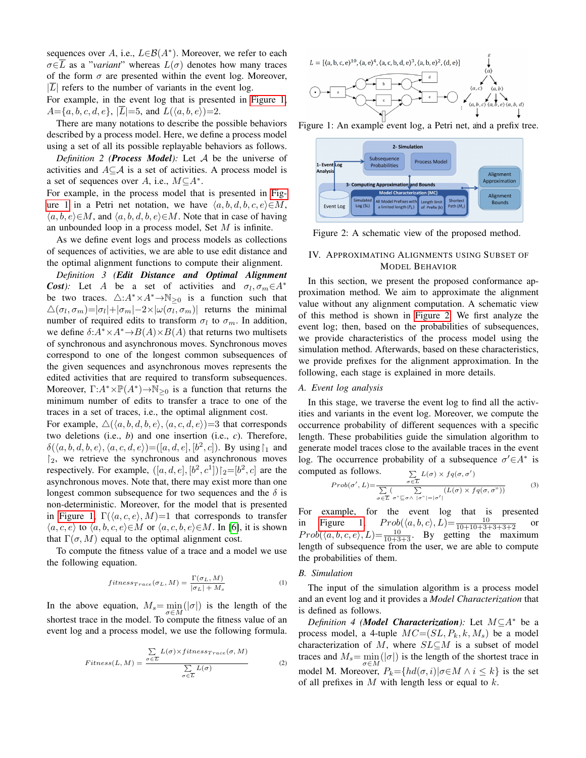sequences over $A$, i.e., $L \in \mathcal{B}(A^*)$. Moreover, we refer to each $\sigma \in \overline{L}$ as a "*variant*" whereas $L(\sigma)$ denotes how many traces of the form $\sigma$ are presented within the event log. Moreover, $|\overline{L}|$ refers to the number of variants in the event log.

For example, in the event log that is presented in Figure 1, $A = \{a, b, c, d, e\}$, $|\overline{L}| = 5$, and $L(\langle a, b, e \rangle) = 2$.

There are many notations to describe the possible behaviors described by a process model. Here, we define a process model using a set of all its possible replayable behaviors as follows.

*Definition 2 (**Process Model**):* Let $\mathcal{A}$ be the universe of activities and $A \subseteq \mathcal{A}$ is a set of activities. A process model is a set of sequences over $A$, i.e., $M \subseteq A^*$.

For example, in the process model that is presented in Figure 1 in a Petri net notation, we have $\langle a, b, d, b, c, e \rangle \in M$, $\langle a, b, e \rangle \in M$, and $\langle a, b, d, b, e \rangle \in M$. Note that in case of having an unbounded loop in a process model, Set $M$ is infinite.

As we define event logs and process models as collections of sequences of activities, we are able to use edit distance and the optimal alignment functions to compute their alignment.

*Definition 3 (**Edit Distance and Optimal Alignment Cost**):* Let $A$ be a set of activities and $\sigma_l, \sigma_m \in A^*$ be two traces. $\triangle : A^* \times A^* \to \mathbb{N}_{\geq 0}$ is a function such that $\triangle(\sigma_l, \sigma_m) = |\sigma_l| + |\sigma_m| - 2 \times |\omega(\sigma_l, \sigma_m)|$ returns the minimal number of required edits to transform $\sigma_l$ to $\sigma_m$. In addition, we define $\delta : A^* \times A^* \to B(A) \times B(A)$ that returns two multisets of synchronous and asynchronous moves. Synchronous moves correspond to one of the longest common subsequence of the given sequences and asynchronous moves represents the edited activities that are required to transform subsequences. Moreover, $\Gamma : A^* \times \mathbb{P}(A^*) \to \mathbb{N}_{\geq 0}$ is a function that returns the minimum number of edits to transfer a trace to one of the traces in a set of traces, i.e., the optimal alignment cost.

For example, $\triangle(\langle a, b, d, b, e \rangle, \langle a, c, d, e \rangle) = 3$ that corresponds two deletions (i.e., $b$) and one insertion (i.e., $c$). Therefore, $\delta(\langle a, b, d, b, e \rangle, \langle a, c, d, e \rangle) = ([a, d, e], [b^2, c])$. By using $\upharpoonright_1$ and $\upharpoonright_2$, we retrieve the synchronous and asynchronous moves respectively. For example, $([a, d, e], [b^2, c^1]) \upharpoonright_2 = [b^2, c]$ are the asynchronous moves. Note that, there may exist more than one longest common subsequence for two sequences and the $\delta$ is non-deterministic. Moreover, for the model that is presented in Figure 1, $\Gamma(\langle a, c, e \rangle, M) = 1$ that corresponds to transfer $\langle a, c, e \rangle$ to $\langle a, b, c, e \rangle \in M$ or $\langle a, c, b, e \rangle \in M$. In [6], it is shown that $\Gamma(\sigma, M)$ equal to the optimal alignment cost.

To compute the fitness value of a trace and a model we use the following equation.

$$fitness_{Trace}(\sigma_L, M) = \frac{\Gamma(\sigma_L, M)}{|\sigma_L| + M_s} \tag{1}$$

In the above equation, $M_s = \min_{\sigma \in M}(|\sigma|)$ is the length of the shortest trace in the model. To compute the fitness value of an event log and a process model, we use the following formula.

$$Fitness(L, M) = \frac{\sum_{\sigma \in \overline{L}} L(\sigma) \times fitness_{Trace}(\sigma, M)}{\sum_{\sigma \in \overline{L}} L(\sigma)} \tag{2}$$

Figure 1: An example event log, a Petri net, and a prefix tree.

Figure 2: A schematic view of the proposed method.

## IV. Approximating Alignments using Subset of Model Behavior

In this section, we present the proposed conformance approximation method. We aim to approximate the alignment value without any alignment computation. A schematic view of this method is shown in Figure 2. We first analyze the event log; then, based on the probabilities of subsequences, we provide characteristics of the process model using the simulation method. Afterwards, based on these characteristics, we provide prefixes for the alignment approximation. In the following, each stage is explained in more details.

### A. Event log analysis

In this stage, we traverse the event log to find all the activities and variants in the event log. Moreover, we compute the occurrence probability of different sequences with a specific length. These probabilities guide the simulation algorithm to generate model traces close to the available traces in the event log. The occurrence probability of a subsequence $\sigma' \in A^*$ is computed as follows.

$$Prob(\sigma', L) = \frac{\sum_{\sigma \in \overline{L}} L(\sigma) \times fq(\sigma, \sigma')}{\sum_{\sigma \in \overline{L}} \left( \sum_{\sigma'' \sqsubseteq \sigma \wedge |\sigma''| = |\sigma'|} (L(\sigma) \times fq(\sigma, \sigma'')) \right)} \tag{3}$$

For example, for the event log that is presented in Figure 1, $Prob(\langle a, b, c \rangle, L) = \frac{10}{10+10+3+3+3+2}$ or $Prob(\langle a, b, c, e \rangle, L) = \frac{10}{10+3+3}$. By getting the maximum length of subsequence from the user, we are able to compute the probabilities of them.

### B. Simulation

The input of the simulation algorithm is a process model and an event log and it provides a *Model Characterization* that is defined as follows.

*Definition 4 (**Model Characterization**):* Let $M \subseteq A^*$ be a process model, a 4-tuple $MC = (SL, P_k, k, M_s)$ be a model characterization of $M$, where $SL \subseteq M$ is a subset of model traces and $M_s = \min_{\sigma \in M}(|\sigma|)$ is the length of the shortest trace in model M. Moreover, $P_k = \{hd(\sigma, i) | \sigma \in M \wedge i \leq k\}$ is the set of all prefixes in $M$ with length less or equal to $k$.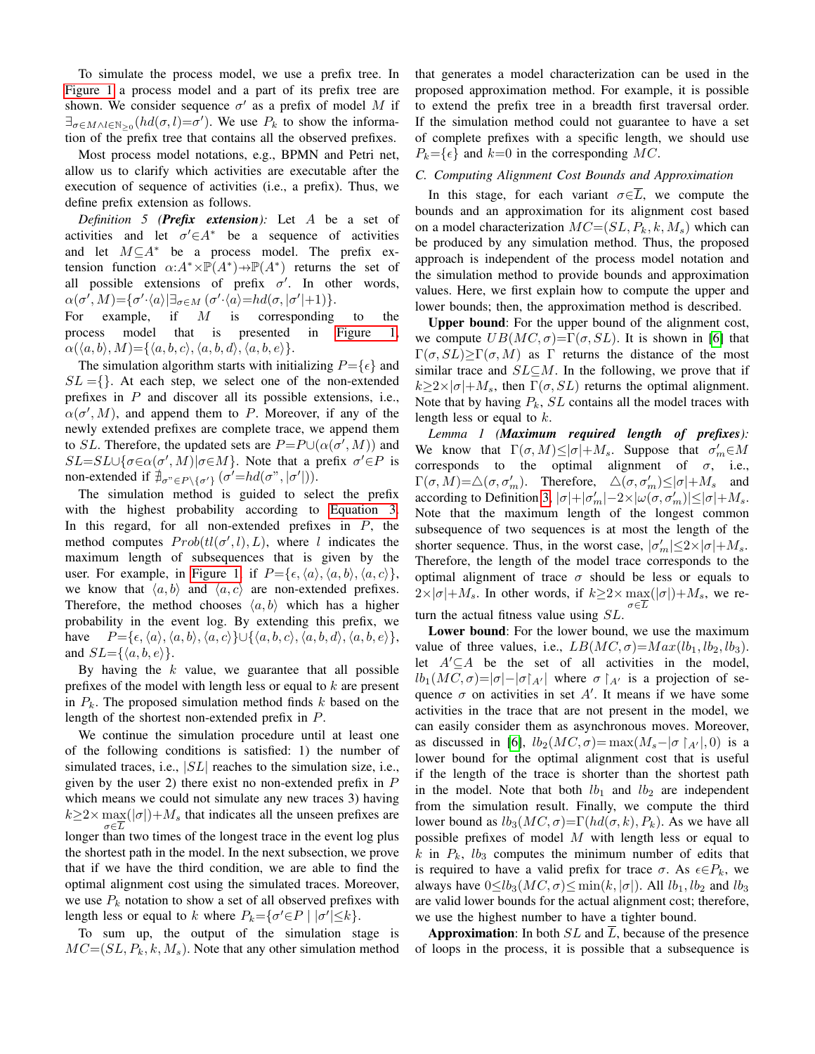To simulate the process model, we use a prefix tree. In Figure 1 a process model and a part of its prefix tree are shown. We consider sequence $\sigma'$ as a prefix of model $M$ if $\exists_{\sigma \in M \wedge l \in \mathbb{N}_{\geq 0}}(hd(\sigma, l)=\sigma')$. We use $P_k$ to show the information of the prefix tree that contains all the observed prefixes.

Most process model notations, e.g., BPMN and Petri net, allow us to clarify which activities are executable after the execution of sequence of activities (i.e., a prefix). Thus, we define prefix extension as follows.

*Definition 5 (**Prefix extension**):* Let $A$ be a set of activities and let $\sigma' \in A^*$ be a sequence of activities and let $M \subseteq A^*$ be a process model. The prefix extension function $\alpha: A^* \times \mathbb{P}(A^*) \nrightarrow \mathbb{P}(A^*)$ returns the set of all possible extensions of prefix $\sigma'$. In other words, $\alpha(\sigma', M)=\{\sigma' \cdot \langle a \rangle | \exists_{\sigma \in M} (\sigma' \cdot \langle a \rangle = hd(\sigma, |\sigma'|+1)\}$.
For example, if $M$ is corresponding to the process model that is presented in Figure 1, $\alpha(\langle a, b \rangle, M)=\{\langle a, b, c \rangle, \langle a, b, d \rangle, \langle a, b, e \rangle\}$.

The simulation algorithm starts with initializing $P=\{\epsilon\}$ and $SL=\{\}$. At each step, we select one of the non-extended prefixes in $P$ and discover all its possible extensions, i.e., $\alpha(\sigma', M)$, and append them to $P$. Moreover, if any of the newly extended prefixes are complete trace, we append them to $SL$. Therefore, the updated sets are $P=P \cup (\alpha(\sigma', M))$ and $SL = SL \cup \{\sigma \in \alpha(\sigma', M) | \sigma \in M\}$. Note that a prefix $\sigma' \in P$ is non-extended if $\nexists_{\sigma" \in P \setminus \{\sigma'\}} (\sigma' = hd(\sigma", |\sigma'|))$.

The simulation method is guided to select the prefix with the highest probability according to Equation 3. In this regard, for all non-extended prefixes in $P$, the method computes $Prob(tl(\sigma', l), L)$, where $l$ indicates the maximum length of subsequences that is given by the user. For example, in Figure 1, if $P=\{\epsilon, \langle a \rangle, \langle a, b \rangle, \langle a, c \rangle\}$, we know that $\langle a, b \rangle$ and $\langle a, c \rangle$ are non-extended prefixes. Therefore, the method chooses $\langle a, b \rangle$ which has a higher probability in the event log. By extending this prefix, we have $P=\{\epsilon, \langle a \rangle, \langle a, b \rangle, \langle a, c \rangle\} \cup \{\langle a, b, c \rangle, \langle a, b, d \rangle, \langle a, b, e \rangle\}$, and $SL=\{\langle a, b, e \rangle\}$.

By having the $k$ value, we guarantee that all possible prefixes of the model with length less or equal to $k$ are present in $P_k$. The proposed simulation method finds $k$ based on the length of the shortest non-extended prefix in $P$.

We continue the simulation procedure until at least one of the following conditions is satisfied: 1) the number of simulated traces, i.e., $|SL|$ reaches to the simulation size, i.e., given by the user 2) there exist no non-extended prefix in $P$ which means we could not simulate any new traces 3) having $k \geq 2 \times \max_{\sigma \in \overline{L}}(|\sigma|) + M_s$ that indicates all the unseen prefixes are longer than two times of the longest trace in the event log plus the shortest path in the model. In the next subsection, we prove that if we have the third condition, we are able to find the optimal alignment cost using the simulated traces. Moreover, we use $P_k$ notation to show a set of all observed prefixes with length less or equal to $k$ where $P_k = \{\sigma' \in P \mid |\sigma'| \leq k\}$.

To sum up, the output of the simulation stage is $MC=(SL, P_k, k, M_s)$. Note that any other simulation method that generates a model characterization can be used in the proposed approximation method. For example, it is possible to extend the prefix tree in a breadth first traversal order. If the simulation method could not guarantee to have a set of complete prefixes with a specific length, we should use $P_k=\{\epsilon\}$ and $k=0$ in the corresponding $MC$.

### C. Computing Alignment Cost Bounds and Approximation

In this stage, for each variant $\sigma \in \overline{L}$, we compute the bounds and an approximation for its alignment cost based on a model characterization $MC=(SL, P_k, k, M_s)$ which can be produced by any simulation method. Thus, the proposed approach is independent of the process model notation and the simulation method to provide bounds and approximation values. Here, we first explain how to compute the upper and lower bounds; then, the approximation method is described.

**Upper bound**: For the upper bound of the alignment cost, we compute $UB(MC, \sigma) = \Gamma(\sigma, SL)$. It is shown in [6] that $\Gamma(\sigma, SL) \geq \Gamma(\sigma, M)$ as $\Gamma$ returns the distance of the most similar trace and $SL \subseteq M$. In the following, we prove that if $k \geq 2 \times |\sigma| + M_s$, then $\Gamma(\sigma, SL)$ returns the optimal alignment. Note that by having $P_k$, $SL$ contains all the model traces with length less or equal to $k$.

*Lemma 1 (**Maximum required length of prefixes**):* We know that $\Gamma(\sigma, M) \leq |\sigma| + M_s$. Suppose that $\sigma'_m \in M$ corresponds to the optimal alignment of $\sigma$, i.e., $\Gamma(\sigma, M) = \triangle(\sigma, \sigma'_m)$. Therefore, $\triangle(\sigma, \sigma'_m) \leq |\sigma| + M_s$ and according to Definition 3, $|\sigma| + |\sigma'_m| - 2 \times |\omega(\sigma, \sigma'_m)| \leq |\sigma| + M_s$. Note that the maximum length of the longest common subsequence of two sequences is at most the length of the shorter sequence. Thus, in the worst case, $|\sigma'_m| \leq 2 \times |\sigma| + M_s$. Therefore, the length of the model trace corresponds to the optimal alignment of trace $\sigma$ should be less or equals to $2 \times |\sigma| + M_s$. In other words, if $k \geq 2 \times \max_{\sigma \in \overline{L}}(|\sigma|) + M_s$, we return the actual fitness value using $SL$.

**Lower bound**: For the lower bound, we use the maximum value of three values, i.e., $LB(MC, \sigma) = Max(lb_1, lb_2, lb_3)$. let $A' \subseteq A$ be the set of all activities in the model, $lb_1(MC, \sigma) = |\sigma| - |\sigma \upharpoonright_{A'}|$ where $\sigma \upharpoonright_{A'}$ is a projection of sequence $\sigma$ on activities in set $A'$. It means if we have some activities in the trace that are not present in the model, we can easily consider them as asynchronous moves. Moreover, as discussed in [6], $lb_2(MC, \sigma) = \max(M_s - |\sigma \upharpoonright_{A'}|, 0)$ is a lower bound for the optimal alignment cost that is useful if the length of the trace is shorter than the shortest path in the model. Note that both $lb_1$ and $lb_2$ are independent from the simulation result. Finally, we compute the third lower bound as $lb_3(MC, \sigma) = \Gamma(hd(\sigma, k), P_k)$. As we have all possible prefixes of model $M$ with length less or equal to $k$ in $P_k$, $lb_3$ computes the minimum number of edits that is required to have a valid prefix for trace $\sigma$. As $\epsilon \in P_k$, we always have $0 \leq lb_3(MC, \sigma) \leq \min(k, |\sigma|)$. All $lb_1, lb_2$ and $lb_3$ are valid lower bounds for the actual alignment cost; therefore, we use the highest number to have a tighter bound.

**Approximation**: In both $SL$ and $\overline{L}$, because of the presence of loops in the process, it is possible that a subsequence is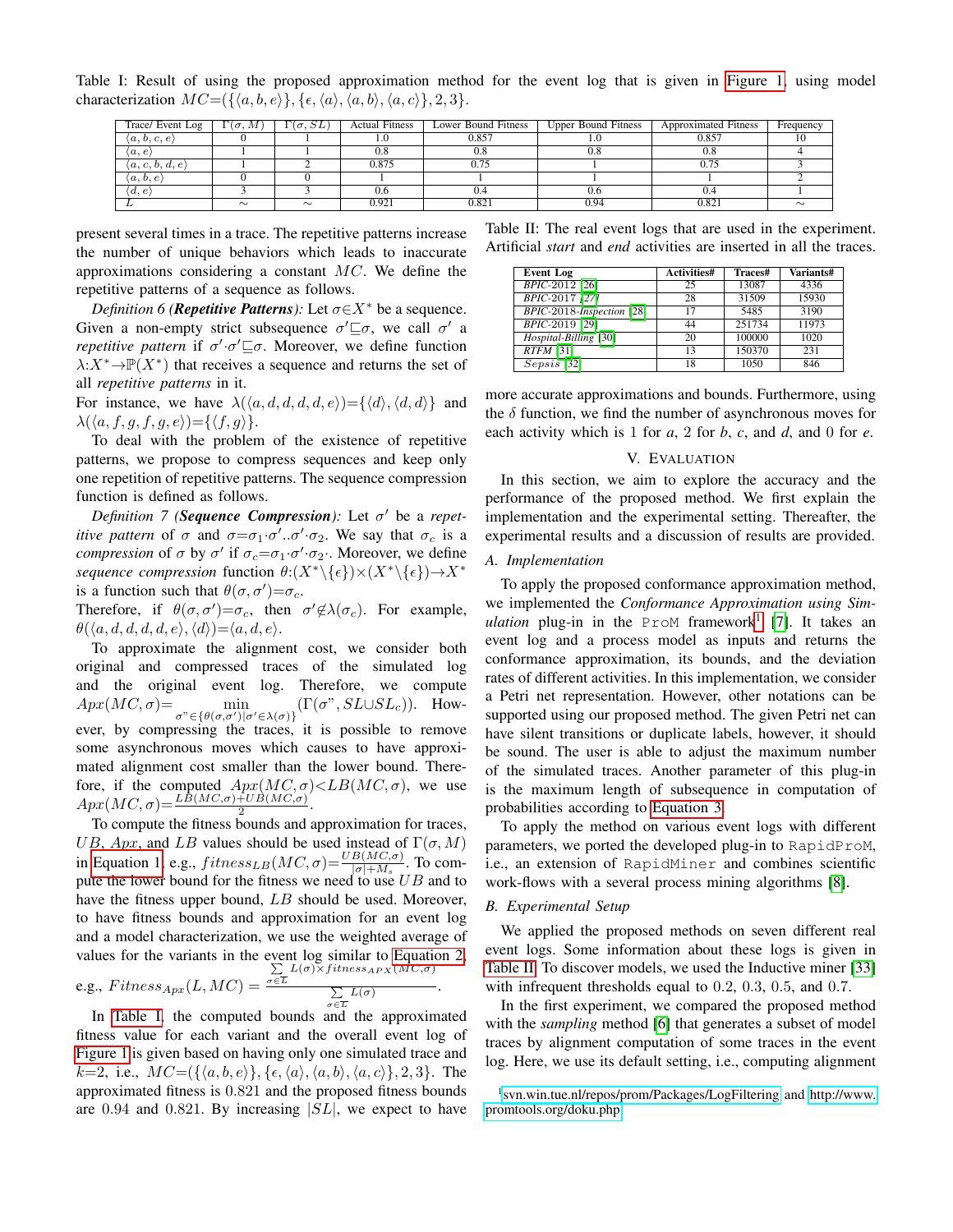Table I: Result of using the proposed approximation method for the event log that is given in Figure 1, using model characterization $MC{=}(\{\langle a,b,e\rangle\},\{\epsilon,\langle a\rangle,\langle a,b\rangle,\langle a,c\rangle\},2,3\}$.

| Trace/ Event Log | $\Gamma(\sigma,M)$ | $\Gamma(\sigma,SL)$ | Actual Fitness | Lower Bound Fitness | Upper Bound Fitness | Approximated Fitness | Frequency |
|---|---|---|---|---|---|---|---|
| $\langle a,b,c,e\rangle$ | 0 | 1 | 1.0 | 0.857 | 1.0 | 0.857 | 10 |
| $\langle a,e\rangle$ | 1 | 1 | 0.8 | 0.8 | 0.8 | 0.8 | 4 |
| $\langle a,c,b,d,e\rangle$ | 1 | 2 | 0.875 | 0.75 | 1 | 0.75 | 3 |
| $\langle a,b,e\rangle$ | 0 | 0 | 1 | 1 | 1 | 1 | 2 |
| $\langle d,e\rangle$ | 3 | 3 | 0.6 | 0.4 | 0.6 | 0.4 | 1 |
| $L$ | ~ | ~ | 0.921 | 0.821 | 0.94 | 0.821 | ~ |

present several times in a trace. The repetitive patterns increase the number of unique behaviors which leads to inaccurate approximations considering a constant $MC$. We define the repetitive patterns of a sequence as follows.

*Definition 6 (**Repetitive Patterns**):* Let $\sigma{\in}X^*$ be a sequence. Given a non-empty strict subsequence $\sigma'{\sqsubseteq}\sigma$, we call $\sigma'$ a *repetitive pattern* if $\sigma'{\cdot}\sigma'{\sqsubseteq}\sigma$. Moreover, we define function $\lambda{:}X^*{\rightarrow}\mathbb{P}(X^*)$ that receives a sequence and returns the set of all *repetitive patterns* in it.

For instance, we have $\lambda(\langle a,d,d,d,d,e\rangle){=}\{\langle d\rangle,\langle d,d\rangle\}$ and $\lambda(\langle a,f,g,f,g,e\rangle){=}\{\langle f,g\rangle\}$.

To deal with the problem of the existence of repetitive patterns, we propose to compress sequences and keep only one repetition of repetitive patterns. The sequence compression function is defined as follows.

*Definition 7 (**Sequence Compression**):* Let $\sigma'$ be a *repetitive pattern* of $\sigma$ and $\sigma{=}\sigma_1{\cdot}\sigma'.\sigma'{\cdot}\sigma_2$. We say that $\sigma_c$ is a *compression* of $\sigma$ by $\sigma'$ if $\sigma_c{=}\sigma_1{\cdot}\sigma'{\cdot}\sigma_2{\cdot}$. Moreover, we define *sequence compression* function $\theta{:}(X^*\backslash\{\epsilon\}){\times}(X^*\backslash\{\epsilon\}){\rightarrow}X^*$ is a function such that $\theta(\sigma,\sigma'){=}\sigma_c$.

Therefore, if $\theta(\sigma,\sigma'){=}\sigma_c$, then $\sigma'{\notin}\lambda(\sigma_c)$. For example, $\theta(\langle a,d,d,d,d,e\rangle,\langle d\rangle){=}\langle a,d,e\rangle$.

To approximate the alignment cost, we consider both original and compressed traces of the simulated log and the original event log. Therefore, we compute $Apx(MC,\sigma){=}\min\limits_{\sigma"\in\{\theta(\sigma,\sigma')|\sigma'\in\lambda(\sigma)\}}(\Gamma(\sigma",SL{\cup}SL_c))$. However, by compressing the traces, it is possible to remove some asynchronous moves which causes to have approximated alignment cost smaller than the lower bound. Therefore, if the computed $Apx(MC,\sigma){<}LB(MC,\sigma)$, we use $Apx(MC,\sigma){=}\frac{LB(MC,\sigma)+UB(MC,\sigma)}{2}$.

To compute the fitness bounds and approximation for traces, $UB$, $Apx$, and $LB$ values should be used instead of $\Gamma(\sigma,M)$ in Equation 1, e.g., $fitness_{LB}(MC,\sigma){=}\frac{UB(MC,\sigma)}{|\sigma|+M_s}$. To compute the lower bound for the fitness we need to use $UB$ and to have the fitness upper bound, $LB$ should be used. Moreover, to have fitness bounds and approximation for an event log and a model characterization, we use the weighted average of values for the variants in the event log similar to Equation 2, e.g., $Fitness_{Apx}(L,MC)=\frac{\sum\limits_{\sigma\in\overline{L}} L(\sigma)\times fitness_{APX}(MC,\sigma)}{\sum\limits_{\sigma\in\overline{L}} L(\sigma)}$.

In Table I, the computed bounds and the approximated fitness value for each variant and the overall event log of Figure 1 is given based on having only one simulated trace and $k{=}2$, i.e., $MC{=}(\{\langle a,b,e\rangle\},\{\epsilon,\langle a\rangle,\langle a,b\rangle,\langle a,c\rangle\},2,3\}$. The approximated fitness is $0.821$ and the proposed fitness bounds are $0.94$ and $0.821$. By increasing $|SL|$, we expect to have more accurate approximations and bounds. Furthermore, using the $\delta$ function, we find the number of asynchronous moves for each activity which is 1 for *a*, 2 for *b*, *c*, and *d*, and 0 for *e*.

Table II: The real event logs that are used in the experiment. Artificial *start* and *end* activities are inserted in all the traces.

| Event Log | Activities# | Traces# | Variants# |
|---|---|---|---|
| *BPIC-2012* [26] | 25 | 13087 | 4336 |
| *BPIC-2017* [27] | 28 | 31509 | 15930 |
| *BPIC-2018-Inspection* [28] | 17 | 5485 | 3190 |
| *BPIC-2019* [29] | 44 | 251734 | 11973 |
| *Hospital-Billing* [30] | 20 | 100000 | 1020 |
| *RTFM* [31] | 13 | 150370 | 231 |
| *Sepsis* [32] | 18 | 1050 | 846 |

## V. Evaluation

In this section, we aim to explore the accuracy and the performance of the proposed method. We first explain the implementation and the experimental setting. Thereafter, the experimental results and a discussion of results are provided.

### A. Implementation

To apply the proposed conformance approximation method, we implemented the *Conformance Approximation using Simulation* plug-in in the ProM framework[1] [7]. It takes an event log and a process model as inputs and returns the conformance approximation, its bounds, and the deviation rates of different activities. In this implementation, we consider a Petri net representation. However, other notations can be supported using our proposed method. The given Petri net can have silent transitions or duplicate labels, however, it should be sound. The user is able to adjust the maximum number of the simulated traces. Another parameter of this plug-in is the maximum length of subsequence in computation of probabilities according to Equation 3.

To apply the method on various event logs with different parameters, we ported the developed plug-in to RapidProM, i.e., an extension of RapidMiner and combines scientific work-flows with a several process mining algorithms [8].

### B. Experimental Setup

We applied the proposed methods on seven different real event logs. Some information about these logs is given in Table II. To discover models, we used the Inductive miner [33] with infrequent thresholds equal to 0.2, 0.3, 0.5, and 0.7.

In the first experiment, we compared the proposed method with the *sampling* method [6] that generates a subset of model traces by alignment computation of some traces in the event log. Here, we use its default setting, i.e., computing alignment

[1] svn.win.tue.nl/repos/prom/Packages/LogFiltering and http://www.promtools.org/doku.php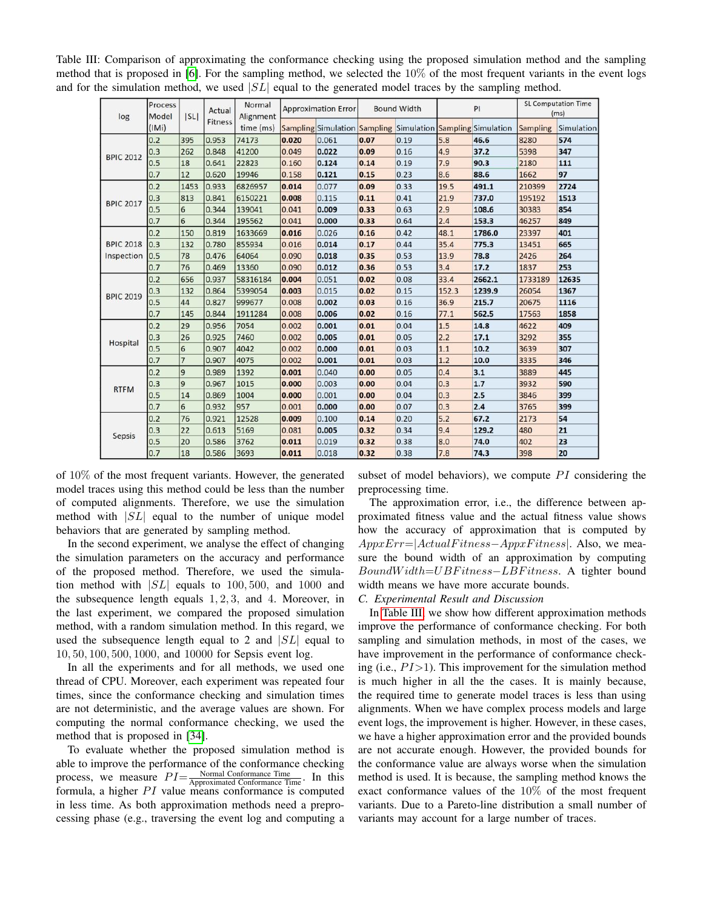Table III: Comparison of approximating the conformance checking using the proposed simulation method and the sampling method that is proposed in [6]. For the sampling method, we selected the 10% of the most frequent variants in the event logs and for the simulation method, we used $|SL|$ equal to the generated model traces by the sampling method.

| log | Process Model (IMi) | \|SL\| | Actual Fitness | Normal Alignment time (ms) | Approximation Error | | Bound Width | | PI | | SL Computation Time (ms) | |
|---|---|---|---|---|---|---|---|---|---|---|---|---|
| | | | | | Sampling | Simulation | Sampling | Simulation | Sampling | Simulation | Sampling | Simulation |
| BPIC 2012 | 0.2 | 395 | 0.953 | 74173 | **0.020** | 0.061 | **0.07** | 0.19 | 5.8 | **46.6** | 8280 | **574** |
| | 0.3 | 262 | 0.848 | 41200 | 0.049 | **0.022** | **0.09** | 0.16 | 4.9 | **37.2** | 5398 | **347** |
| | 0.5 | 18 | 0.641 | 22823 | 0.160 | **0.124** | **0.14** | 0.19 | 7.9 | **90.3** | 2180 | **111** |
| | 0.7 | 12 | 0.620 | 19946 | 0.158 | **0.121** | **0.15** | 0.23 | 8.6 | **88.6** | 1662 | **97** |
| BPIC 2017 | 0.2 | 1453 | 0.933 | 6826957 | **0.014** | 0.077 | **0.09** | 0.33 | 19.5 | **491.1** | 210399 | **2724** |
| | 0.3 | 813 | 0.841 | 6150221 | **0.008** | 0.115 | **0.11** | 0.41 | 21.9 | **737.0** | 195192 | **1513** |
| | 0.5 | 6 | 0.344 | 139041 | 0.041 | **0.009** | **0.33** | 0.63 | 2.9 | **108.6** | 30383 | **854** |
| | 0.7 | 6 | 0.344 | 195562 | 0.041 | **0.000** | **0.33** | 0.64 | 2.4 | **153.3** | 46257 | **849** |
| BPIC 2018 Inspection | 0.2 | 150 | 0.819 | 1633669 | **0.016** | 0.026 | **0.16** | 0.42 | 48.1 | **1786.0** | 23397 | **401** |
| | 0.3 | 132 | 0.780 | 855934 | 0.016 | **0.014** | **0.17** | 0.44 | 35.4 | **775.3** | 13451 | **665** |
| | 0.5 | 78 | 0.476 | 64064 | 0.090 | **0.018** | **0.35** | 0.53 | 13.9 | **78.8** | 2426 | **264** |
| | 0.7 | 76 | 0.469 | 13360 | 0.090 | **0.012** | **0.36** | 0.53 | 3.4 | **17.2** | 1837 | **253** |
| BPIC 2019 | 0.2 | 656 | 0.937 | 58316184 | **0.004** | 0.051 | **0.02** | 0.08 | 33.4 | **2662.1** | 1733189 | **12635** |
| | 0.3 | 132 | 0.864 | 5399054 | **0.003** | 0.015 | **0.02** | 0.15 | 152.3 | **1239.9** | 26054 | **1367** |
| | 0.5 | 44 | 0.827 | 999677 | 0.008 | **0.002** | **0.03** | 0.16 | 36.9 | **215.7** | 20675 | **1116** |
| | 0.7 | 145 | 0.844 | 1911284 | 0.008 | **0.006** | **0.02** | 0.16 | 77.1 | **562.5** | 17563 | **1858** |
| Hospital | 0.2 | 29 | 0.956 | 7054 | 0.002 | **0.001** | **0.01** | 0.04 | 1.5 | **14.8** | 4622 | **409** |
| | 0.3 | 26 | 0.925 | 7460 | 0.002 | **0.005** | **0.01** | 0.05 | 2.2 | **17.1** | 3292 | **355** |
| | 0.5 | 6 | 0.907 | 4042 | 0.002 | **0.000** | **0.01** | 0.03 | 1.1 | **10.2** | 3639 | **307** |
| | 0.7 | 7 | 0.907 | 4075 | 0.002 | **0.001** | **0.01** | 0.03 | 1.2 | **10.0** | 3335 | **346** |
| RTFM | 0.2 | 9 | 0.989 | 1392 | **0.001** | 0.040 | **0.00** | 0.05 | 0.4 | **3.1** | 3889 | **445** |
| | 0.3 | 9 | 0.967 | 1015 | **0.000** | 0.003 | **0.00** | 0.04 | 0.3 | **1.7** | 3932 | **590** |
| | 0.5 | 14 | 0.869 | 1004 | **0.000** | 0.001 | **0.00** | 0.04 | 0.3 | **2.5** | 3846 | **399** |
| | 0.7 | 6 | 0.932 | 957 | 0.001 | **0.000** | **0.00** | 0.07 | 0.3 | **2.4** | 3765 | **399** |
| Sepsis | 0.2 | 76 | 0.921 | 12528 | **0.009** | 0.100 | **0.14** | 0.20 | 5.2 | **67.2** | 2173 | **54** |
| | 0.3 | 22 | 0.613 | 5169 | 0.081 | **0.005** | **0.32** | 0.34 | 9.4 | **129.2** | 480 | **21** |
| | 0.5 | 20 | 0.586 | 3762 | **0.011** | 0.019 | **0.32** | 0.38 | 8.0 | **74.0** | 402 | **23** |
| | 0.7 | 18 | 0.586 | 3693 | **0.011** | 0.018 | **0.32** | 0.38 | 7.8 | **74.3** | 398 | **20** |

of 10% of the most frequent variants. However, the generated model traces using this method could be less than the number of computed alignments. Therefore, we use the simulation method with $|SL|$ equal to the number of unique model behaviors that are generated by sampling method.

In the second experiment, we analyse the effect of changing the simulation parameters on the accuracy and performance of the proposed method. Therefore, we used the simulation method with $|SL|$ equals to $100, 500,$ and $1000$ and the subsequence length equals $1, 2, 3,$ and $4$. Moreover, in the last experiment, we compared the proposed simulation method, with a random simulation method. In this regard, we used the subsequence length equal to 2 and $|SL|$ equal to $10, 50, 100, 500, 1000,$ and $10000$ for Sepsis event log.

In all the experiments and for all methods, we used one thread of CPU. Moreover, each experiment was repeated four times, since the conformance checking and simulation times are not deterministic, and the average values are shown. For computing the normal conformance checking, we used the method that is proposed in [34].

To evaluate whether the proposed simulation method is able to improve the performance of the conformance checking process, we measure $PI = \frac{\text{Normal Conformance Time}}{\text{Approximated Conformance Time}}$. In this formula, a higher $PI$ value means conformance is computed in less time. As both approximation methods need a preprocessing phase (e.g., traversing the event log and computing a subset of model behaviors), we compute $PI$ considering the preprocessing time.

The approximation error, i.e., the difference between approximated fitness value and the actual fitness value shows how the accuracy of approximation that is computed by $AppxErr = |ActualFitness - AppxFitness|$. Also, we measure the bound width of an approximation by computing $BoundWidth = UBFitness - LBFitness$. A tighter bound width means we have more accurate bounds.

### C. Experimental Result and Discussion

In Table III, we show how different approximation methods improve the performance of conformance checking. For both sampling and simulation methods, in most of the cases, we have improvement in the performance of conformance checking (i.e., $PI > 1$). This improvement for the simulation method is much higher in all the the cases. It is mainly because, the required time to generate model traces is less than using alignments. When we have complex process models and large event logs, the improvement is higher. However, in these cases, we have a higher approximation error and the provided bounds are not accurate enough. However, the provided bounds for the conformance value are always worse when the simulation method is used. It is because, the sampling method knows the exact conformance values of the 10% of the most frequent variants. Due to a Pareto-line distribution a small number of variants may account for a large number of traces.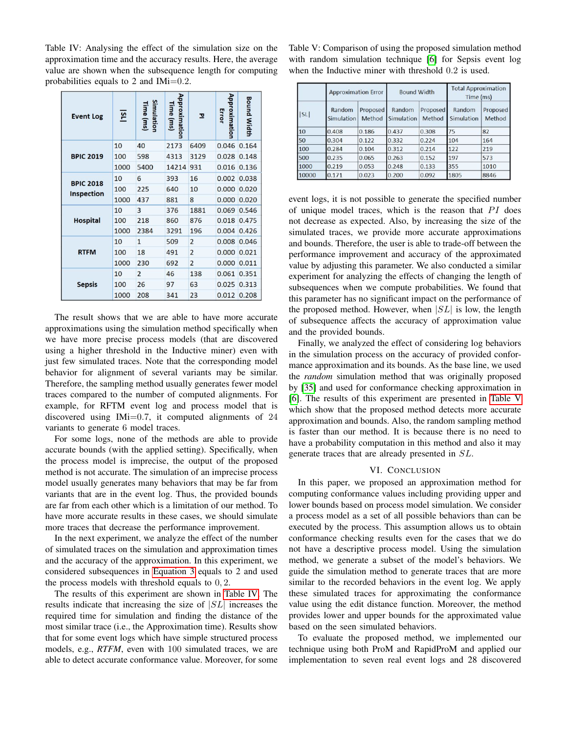Table IV: Analysing the effect of the simulation size on the approximation time and the accuracy results. Here, the average value are shown when the subsequence length for computing probabilities equals to 2 and IMi=0.2.

| Event Log | \|SL\| | Simulation Time (ms) | Approximation Time (ms) | PI | Approximation Error | Bound Width |
|---|---|---|---|---|---|---|
| BPIC 2019 | 10 | 40 | 2173 | 6409 | 0.046 | 0.164 |
| | 100 | 598 | 4313 | 3129 | 0.028 | 0.148 |
| | 1000 | 5400 | 14214 | 931 | 0.016 | 0.136 |
| BPIC 2018 Inspection | 10 | 6 | 393 | 16 | 0.002 | 0.038 |
| | 100 | 225 | 640 | 10 | 0.000 | 0.020 |
| | 1000 | 437 | 881 | 8 | 0.000 | 0.020 |
| Hospital | 10 | 3 | 376 | 1881 | 0.069 | 0.546 |
| | 100 | 218 | 860 | 876 | 0.018 | 0.475 |
| | 1000 | 2384 | 3291 | 196 | 0.004 | 0.426 |
| RTFM | 10 | 1 | 509 | 2 | 0.008 | 0.046 |
| | 100 | 18 | 491 | 2 | 0.000 | 0.021 |
| | 1000 | 230 | 692 | 2 | 0.000 | 0.011 |
| Sepsis | 10 | 2 | 46 | 138 | 0.061 | 0.351 |
| | 100 | 26 | 97 | 63 | 0.025 | 0.313 |
| | 1000 | 208 | 341 | 23 | 0.012 | 0.208 |

The result shows that we are able to have more accurate approximations using the simulation method specifically when we have more precise process models (that are discovered using a higher threshold in the Inductive miner) even with just few simulated traces. Note that the corresponding model behavior for alignment of several variants may be similar. Therefore, the sampling method usually generates fewer model traces compared to the number of computed alignments. For example, for RFTM event log and process model that is discovered using IMi=0.7, it computed alignments of 24 variants to generate 6 model traces.

For some logs, none of the methods are able to provide accurate bounds (with the applied setting). Specifically, when the process model is imprecise, the output of the proposed method is not accurate. The simulation of an imprecise process model usually generates many behaviors that may be far from variants that are in the event log. Thus, the provided bounds are far from each other which is a limitation of our method. To have more accurate results in these cases, we should simulate more traces that decrease the performance improvement.

In the next experiment, we analyze the effect of the number of simulated traces on the simulation and approximation times and the accuracy of the approximation. In this experiment, we considered subsequences in Equation 3 equals to 2 and used the process models with threshold equals to $0,2$.

The results of this experiment are shown in Table IV. The results indicate that increasing the size of $|SL|$ increases the required time for simulation and finding the distance of the most similar trace (i.e., the Approximation time). Results show that for some event logs which have simple structured process models, e.g., *RTFM*, even with 100 simulated traces, we are able to detect accurate conformance value. Moreover, for some event logs, it is not possible to generate the specified number of unique model traces, which is the reason that $PI$ does not decrease as expected. Also, by increasing the size of the simulated traces, we provide more accurate approximations and bounds. Therefore, the user is able to trade-off between the performance improvement and accuracy of the approximated value by adjusting this parameter. We also conducted a similar experiment for analyzing the effects of changing the length of subsequences when we compute probabilities. We found that this parameter has no significant impact on the performance of the proposed method. However, when $|SL|$ is low, the length of subsequence affects the accuracy of approximation value and the provided bounds.

Table V: Comparison of using the proposed simulation method with random simulation technique [6] for Sepsis event log when the Inductive miner with threshold 0.2 is used.

| \|SL\| | Approximation Error | | Bound Width | | Total Approximation Time (ms) | |
|---|---|---|---|---|---|---|
| | Random Simulation | Proposed Method | Random Simulation | Proposed Method | Random Simulation | Proposed Method |
| 10 | 0.408 | 0.186 | 0.437 | 0.308 | 75 | 82 |
| 50 | 0.304 | 0.122 | 0.332 | 0.224 | 104 | 164 |
| 100 | 0.284 | 0.104 | 0.312 | 0.214 | 122 | 219 |
| 500 | 0.235 | 0.065 | 0.263 | 0.152 | 197 | 573 |
| 1000 | 0.219 | 0.053 | 0.248 | 0.133 | 355 | 1010 |
| 10000 | 0.171 | 0.023 | 0.200 | 0.092 | 1805 | 8846 |

Finally, we analyzed the effect of considering log behaviors in the simulation process on the accuracy of provided conformance approximation and its bounds. As the base line, we used the *random* simulation method that was originally proposed by [35] and used for conformance checking approximation in [6]. The results of this experiment are presented in Table V which show that the proposed method detects more accurate approximation and bounds. Also, the random sampling method is faster than our method. It is because there is no need to have a probability computation in this method and also it may generate traces that are already presented in $SL$.

## VI. Conclusion

In this paper, we proposed an approximation method for computing conformance values including providing upper and lower bounds based on process model simulation. We consider a process model as a set of all possible behaviors than can be executed by the process. This assumption allows us to obtain conformance checking results even for the cases that we do not have a descriptive process model. Using the simulation method, we generate a subset of the model's behaviors. We guide the simulation method to generate traces that are more similar to the recorded behaviors in the event log. We apply these simulated traces for approximating the conformance value using the edit distance function. Moreover, the method provides lower and upper bounds for the approximated value based on the seen simulated behaviors.

To evaluate the proposed method, we implemented our technique using both ProM and RapidProM and applied our implementation to seven real event logs and 28 discovered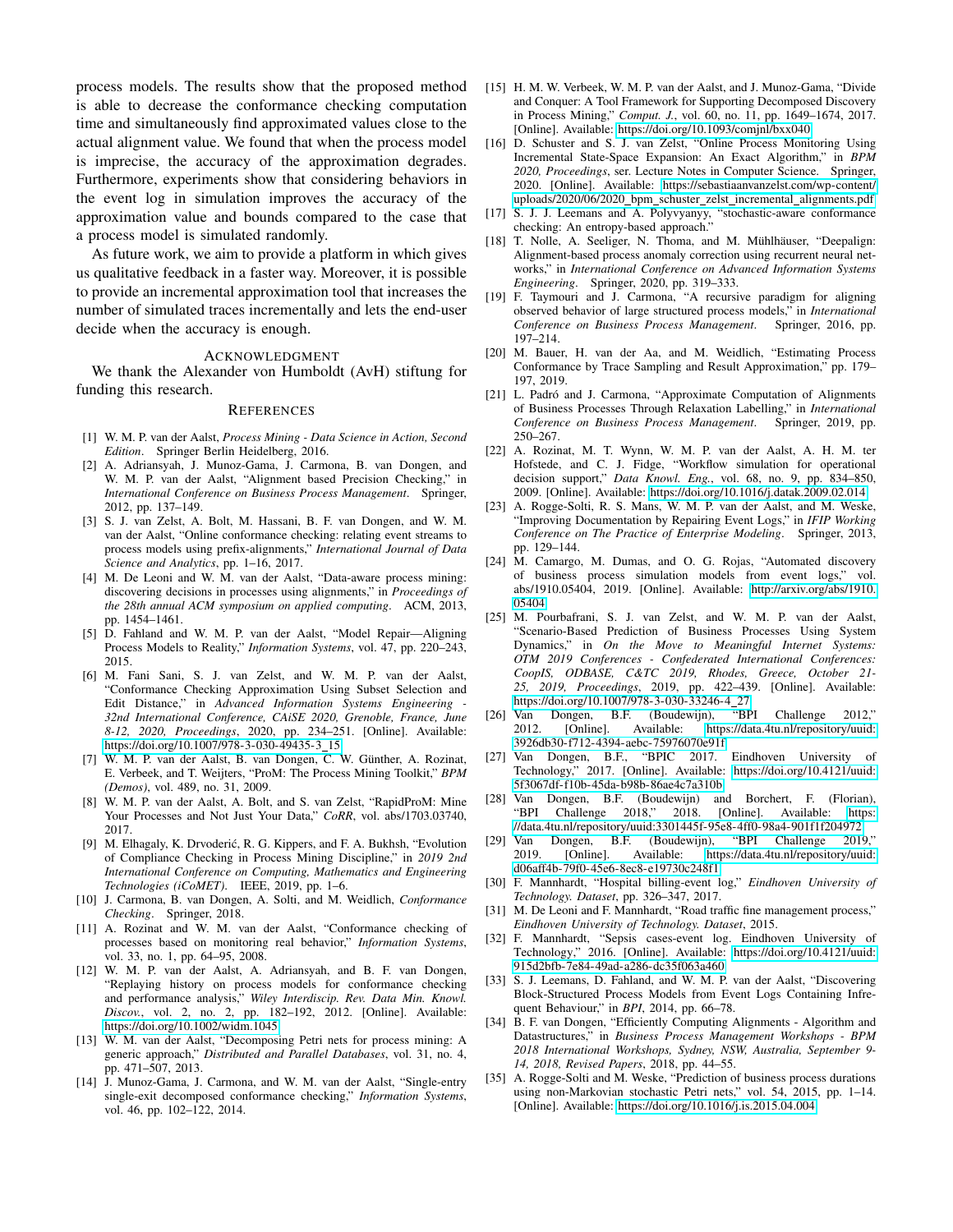process models. The results show that the proposed method is able to decrease the conformance checking computation time and simultaneously find approximated values close to the actual alignment value. We found that when the process model is imprecise, the accuracy of the approximation degrades. Furthermore, experiments show that considering behaviors in the event log in simulation improves the accuracy of the approximation value and bounds compared to the case that a process model is simulated randomly.

As future work, we aim to provide a platform in which gives us qualitative feedback in a faster way. Moreover, it is possible to provide an incremental approximation tool that increases the number of simulated traces incrementally and lets the end-user decide when the accuracy is enough.

## Acknowledgment

We thank the Alexander von Humboldt (AvH) stiftung for funding this research.

## References

[1] W. M. P. van der Aalst, *Process Mining - Data Science in Action, Second Edition*. Springer Berlin Heidelberg, 2016.

[2] A. Adriansyah, J. Munoz-Gama, J. Carmona, B. van Dongen, and W. M. P. van der Aalst, "Alignment based Precision Checking," in *International Conference on Business Process Management*. Springer, 2012, pp. 137–149.

[3] S. J. van Zelst, A. Bolt, M. Hassani, B. F. van Dongen, and W. M. van der Aalst, "Online conformance checking: relating event streams to process models using prefix-alignments," *International Journal of Data Science and Analytics*, pp. 1–16, 2017.

[4] M. De Leoni and W. M. van der Aalst, "Data-aware process mining: discovering decisions in processes using alignments," in *Proceedings of the 28th annual ACM symposium on applied computing*. ACM, 2013, pp. 1454–1461.

[5] D. Fahland and W. M. P. van der Aalst, "Model Repair—Aligning Process Models to Reality," *Information Systems*, vol. 47, pp. 220–243, 2015.

[6] M. Fani Sani, S. J. van Zelst, and W. M. P. van der Aalst, "Conformance Checking Approximation Using Subset Selection and Edit Distance," in *Advanced Information Systems Engineering - 32nd International Conference, CAiSE 2020, Grenoble, France, June 8-12, 2020, Proceedings*, 2020, pp. 234–251. [Online]. Available: https://doi.org/10.1007/978-3-030-49435-3_15

[7] W. M. P. van der Aalst, B. van Dongen, C. W. Günther, A. Rozinat, E. Verbeek, and T. Weijters, "ProM: The Process Mining Toolkit," *BPM (Demos)*, vol. 489, no. 31, 2009.

[8] W. M. P. van der Aalst, A. Bolt, and S. van Zelst, "RapidProM: Mine Your Processes and Not Just Your Data," *CoRR*, vol. abs/1703.03740, 2017.

[9] M. Elhagaly, K. Drvoderić, R. G. Kippers, and F. A. Bukhsh, "Evolution of Compliance Checking in Process Mining Discipline," in *2019 2nd International Conference on Computing, Mathematics and Engineering Technologies (iCoMET)*. IEEE, 2019, pp. 1–6.

[10] J. Carmona, B. van Dongen, A. Solti, and M. Weidlich, *Conformance Checking*. Springer, 2018.

[11] A. Rozinat and W. M. van der Aalst, "Conformance checking of processes based on monitoring real behavior," *Information Systems*, vol. 33, no. 1, pp. 64–95, 2008.

[12] W. M. P. van der Aalst, A. Adriansyah, and B. F. van Dongen, "Replaying history on process models for conformance checking and performance analysis," *Wiley Interdiscip. Rev. Data Min. Knowl. Discov.*, vol. 2, no. 2, pp. 182–192, 2012. [Online]. Available: https://doi.org/10.1002/widm.1045

[13] W. M. van der Aalst, "Decomposing Petri nets for process mining: A generic approach," *Distributed and Parallel Databases*, vol. 31, no. 4, pp. 471–507, 2013.

[14] J. Munoz-Gama, J. Carmona, and W. M. van der Aalst, "Single-entry single-exit decomposed conformance checking," *Information Systems*, vol. 46, pp. 102–122, 2014.

[15] H. M. W. Verbeek, W. M. P. van der Aalst, and J. Munoz-Gama, "Divide and Conquer: A Tool Framework for Supporting Decomposed Discovery in Process Mining," *Comput. J.*, vol. 60, no. 11, pp. 1649–1674, 2017. [Online]. Available: https://doi.org/10.1093/comjnl/bxx040

[16] D. Schuster and S. J. van Zelst, "Online Process Monitoring Using Incremental State-Space Expansion: An Exact Algorithm," in *BPM 2020, Proceedings*, ser. Lecture Notes in Computer Science. Springer, 2020. [Online]. Available: https://sebastiaanvanzelst.com/wp-content/uploads/2020/06/2020_bpm_schuster_zelst_incremental_alignments.pdf

[17] S. J. J. Leemans and A. Polyvyanyy, "stochastic-aware conformance checking: An entropy-based approach."

[18] T. Nolle, A. Seeliger, N. Thoma, and M. Mühlhäuser, "Deepalign: Alignment-based process anomaly correction using recurrent neural networks," in *International Conference on Advanced Information Systems Engineering*. Springer, 2020, pp. 319–333.

[19] F. Taymouri and J. Carmona, "A recursive paradigm for aligning observed behavior of large structured process models," in *International Conference on Business Process Management*. Springer, 2016, pp. 197–214.

[20] M. Bauer, H. van der Aa, and M. Weidlich, "Estimating Process Conformance by Trace Sampling and Result Approximation," pp. 179–197, 2019.

[21] L. Padró and J. Carmona, "Approximate Computation of Alignments of Business Processes Through Relaxation Labelling," in *International Conference on Business Process Management*. Springer, 2019, pp. 250–267.

[22] A. Rozinat, M. T. Wynn, W. M. P. van der Aalst, A. H. M. ter Hofstede, and C. J. Fidge, "Workflow simulation for operational decision support," *Data Knowl. Eng.*, vol. 68, no. 9, pp. 834–850, 2009. [Online]. Available: https://doi.org/10.1016/j.datak.2009.02.014

[23] A. Rogge-Solti, R. S. Mans, W. M. P. van der Aalst, and M. Weske, "Improving Documentation by Repairing Event Logs," in *IFIP Working Conference on The Practice of Enterprise Modeling*. Springer, 2013, pp. 129–144.

[24] M. Camargo, M. Dumas, and O. G. Rojas, "Automated discovery of business process simulation models from event logs," vol. abs/1910.05404, 2019. [Online]. Available: http://arxiv.org/abs/1910.05404

[25] M. Pourbafrani, S. J. van Zelst, and W. M. P. van der Aalst, "Scenario-Based Prediction of Business Processes Using System Dynamics," in *On the Move to Meaningful Internet Systems: OTM 2019 Conferences - Confederated International Conferences: CoopIS, ODBASE, C&TC 2019, Rhodes, Greece, October 21-25, 2019, Proceedings*, 2019, pp. 422–439. [Online]. Available: https://doi.org/10.1007/978-3-030-33246-4_27

[26] Van Dongen, B.F. (Boudewijn), "BPI Challenge 2012," 2012. [Online]. Available: https://data.4tu.nl/repository/uuid:3926db30-f712-4394-aebc-75976070e91f

[27] Van Dongen, B.F., "BPIC 2017. Eindhoven University of Technology," 2017. [Online]. Available: https://doi.org/10.4121/uuid:5f3067df-f10b-45da-b98b-86ae4c7a310b

[28] Van Dongen, B.F. (Boudewijn) and Borchert, F. (Florian), "BPI Challenge 2018," 2018. [Online]. Available: https://data.4tu.nl/repository/uuid:3301445f-95e8-4ff0-98a4-901f1f204972

[29] Van Dongen, B.F. (Boudewijn), "BPI Challenge 2019," 2019. [Online]. Available: https://data.4tu.nl/repository/uuid:d06aff4b-79f0-45e6-8ec8-e19730c248f1

[30] F. Mannhardt, "Hospital billing-event log," *Eindhoven University of Technology. Dataset*, pp. 326–347, 2017.

[31] M. De Leoni and F. Mannhardt, "Road traffic fine management process," *Eindhoven University of Technology. Dataset*, 2015.

[32] F. Mannhardt, "Sepsis cases-event log. Eindhoven University of Technology," 2016. [Online]. Available: https://doi.org/10.4121/uuid:915d2bfb-7e84-49ad-a286-dc35f063a460

[33] S. J. Leemans, D. Fahland, and W. M. P. van der Aalst, "Discovering Block-Structured Process Models from Event Logs Containing Infrequent Behaviour," in *BPI*, 2014, pp. 66–78.

[34] B. F. van Dongen, "Efficiently Computing Alignments - Algorithm and Datastructures," in *Business Process Management Workshops - BPM 2018 International Workshops, Sydney, NSW, Australia, September 9-14, 2018, Revised Papers*, 2018, pp. 44–55.

[35] A. Rogge-Solti and M. Weske, "Prediction of business process durations using non-Markovian stochastic Petri nets," vol. 54, 2015, pp. 1–14. [Online]. Available: https://doi.org/10.1016/j.is.2015.04.004